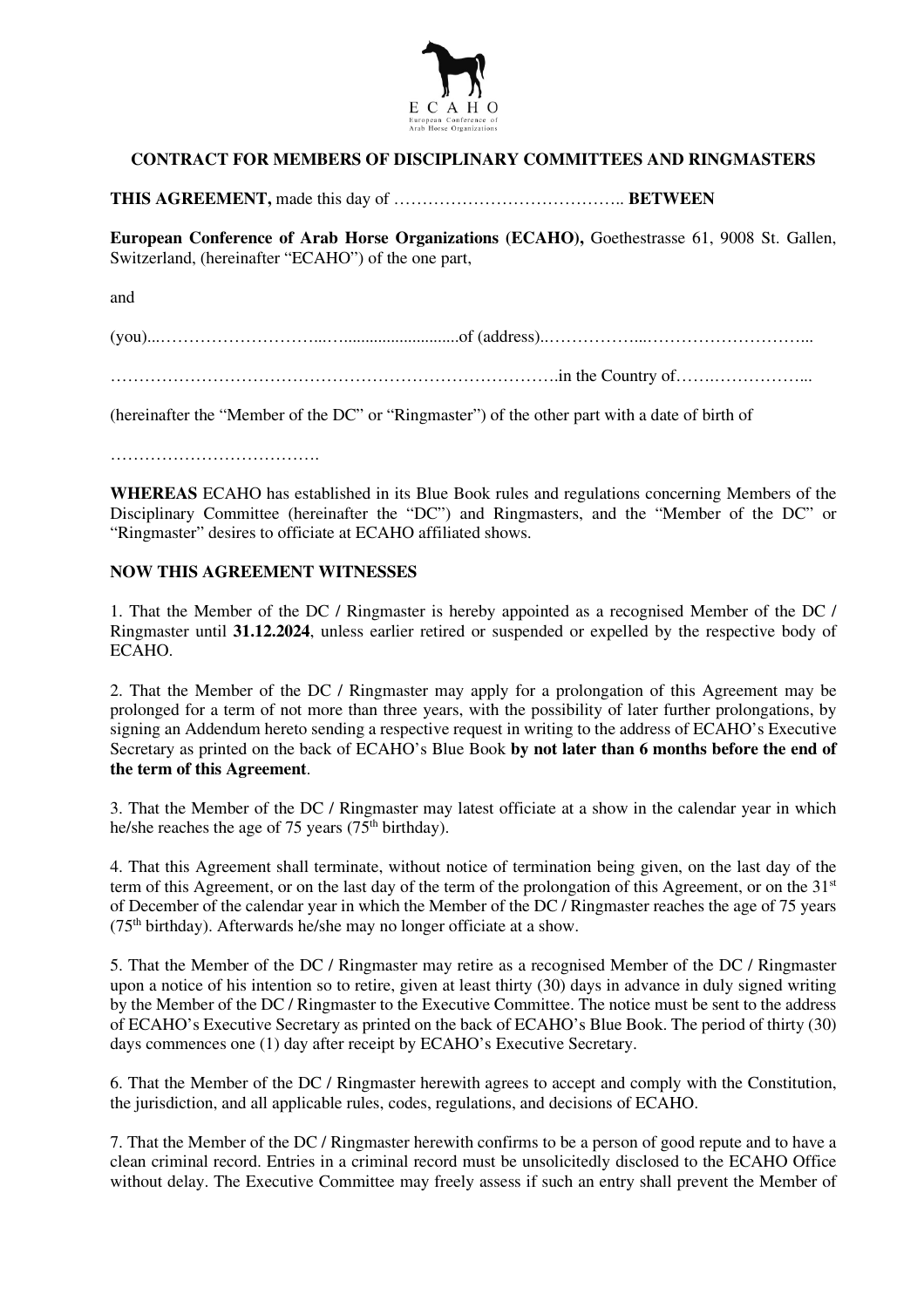ECAHO
European Conference of Arab Horse Organizations

**CONTRACT FOR MEMBERS OF DISCIPLINARY COMMITTEES AND RINGMASTERS**

**THIS AGREEMENT,** made this day of ………………………………….. **BETWEEN**

**European Conference of Arab Horse Organizations (ECAHO),** Goethestrasse 61, 9008 St. Gallen, Switzerland, (hereinafter "ECAHO") of the one part,

and

(you)...………………………...…..........................of (address)..……………...………………………...

…………………………………………………………………….in the Country of…….……………...

(hereinafter the "Member of the DC" or "Ringmaster") of the other part with a date of birth of

……………………………….

**WHEREAS** ECAHO has established in its Blue Book rules and regulations concerning Members of the Disciplinary Committee (hereinafter the "DC") and Ringmasters, and the "Member of the DC" or "Ringmaster" desires to officiate at ECAHO affiliated shows.

**NOW THIS AGREEMENT WITNESSES**

1. That the Member of the DC / Ringmaster is hereby appointed as a recognised Member of the DC / Ringmaster until **31.12.2024**, unless earlier retired or suspended or expelled by the respective body of ECAHO.

2. That the Member of the DC / Ringmaster may apply for a prolongation of this Agreement may be prolonged for a term of not more than three years, with the possibility of later further prolongations, by signing an Addendum hereto sending a respective request in writing to the address of ECAHO's Executive Secretary as printed on the back of ECAHO's Blue Book **by not later than 6 months before the end of the term of this Agreement**.

3. That the Member of the DC / Ringmaster may latest officiate at a show in the calendar year in which he/she reaches the age of 75 years (75th birthday).

4. That this Agreement shall terminate, without notice of termination being given, on the last day of the term of this Agreement, or on the last day of the term of the prolongation of this Agreement, or on the 31st of December of the calendar year in which the Member of the DC / Ringmaster reaches the age of 75 years (75th birthday). Afterwards he/she may no longer officiate at a show.

5. That the Member of the DC / Ringmaster may retire as a recognised Member of the DC / Ringmaster upon a notice of his intention so to retire, given at least thirty (30) days in advance in duly signed writing by the Member of the DC / Ringmaster to the Executive Committee. The notice must be sent to the address of ECAHO's Executive Secretary as printed on the back of ECAHO's Blue Book. The period of thirty (30) days commences one (1) day after receipt by ECAHO's Executive Secretary.

6. That the Member of the DC / Ringmaster herewith agrees to accept and comply with the Constitution, the jurisdiction, and all applicable rules, codes, regulations, and decisions of ECAHO.

7. That the Member of the DC / Ringmaster herewith confirms to be a person of good repute and to have a clean criminal record. Entries in a criminal record must be unsolicitedly disclosed to the ECAHO Office without delay. The Executive Committee may freely assess if such an entry shall prevent the Member of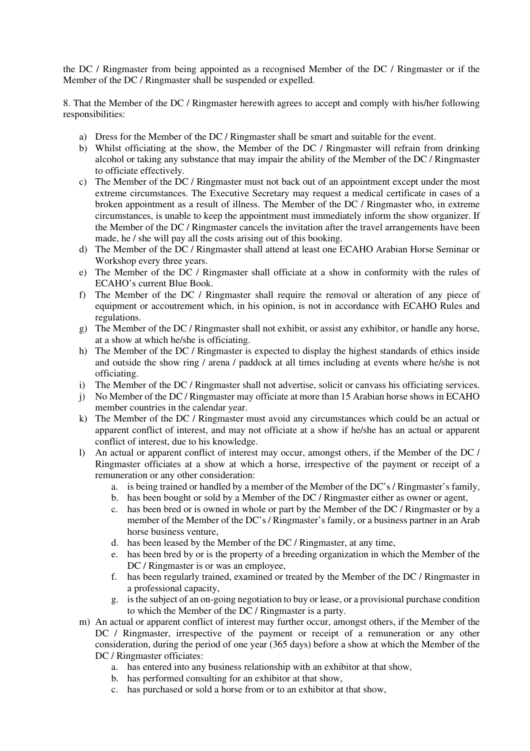the DC / Ringmaster from being appointed as a recognised Member of the DC / Ringmaster or if the Member of the DC / Ringmaster shall be suspended or expelled.

8. That the Member of the DC / Ringmaster herewith agrees to accept and comply with his/her following responsibilities:

a) Dress for the Member of the DC / Ringmaster shall be smart and suitable for the event.
b) Whilst officiating at the show, the Member of the DC / Ringmaster will refrain from drinking alcohol or taking any substance that may impair the ability of the Member of the DC / Ringmaster to officiate effectively.
c) The Member of the DC / Ringmaster must not back out of an appointment except under the most extreme circumstances. The Executive Secretary may request a medical certificate in cases of a broken appointment as a result of illness. The Member of the DC / Ringmaster who, in extreme circumstances, is unable to keep the appointment must immediately inform the show organizer. If the Member of the DC / Ringmaster cancels the invitation after the travel arrangements have been made, he / she will pay all the costs arising out of this booking.
d) The Member of the DC / Ringmaster shall attend at least one ECAHO Arabian Horse Seminar or Workshop every three years.
e) The Member of the DC / Ringmaster shall officiate at a show in conformity with the rules of ECAHO's current Blue Book.
f) The Member of the DC / Ringmaster shall require the removal or alteration of any piece of equipment or accoutrement which, in his opinion, is not in accordance with ECAHO Rules and regulations.
g) The Member of the DC / Ringmaster shall not exhibit, or assist any exhibitor, or handle any horse, at a show at which he/she is officiating.
h) The Member of the DC / Ringmaster is expected to display the highest standards of ethics inside and outside the show ring / arena / paddock at all times including at events where he/she is not officiating.
i) The Member of the DC / Ringmaster shall not advertise, solicit or canvass his officiating services.
j) No Member of the DC / Ringmaster may officiate at more than 15 Arabian horse shows in ECAHO member countries in the calendar year.
k) The Member of the DC / Ringmaster must avoid any circumstances which could be an actual or apparent conflict of interest, and may not officiate at a show if he/she has an actual or apparent conflict of interest, due to his knowledge.
l) An actual or apparent conflict of interest may occur, amongst others, if the Member of the DC / Ringmaster officiates at a show at which a horse, irrespective of the payment or receipt of a remuneration or any other consideration:
    a. is being trained or handled by a member of the Member of the DC's / Ringmaster's family,
    b. has been bought or sold by a Member of the DC / Ringmaster either as owner or agent,
    c. has been bred or is owned in whole or part by the Member of the DC / Ringmaster or by a member of the Member of the DC's / Ringmaster's family, or a business partner in an Arab horse business venture,
    d. has been leased by the Member of the DC / Ringmaster, at any time,
    e. has been bred by or is the property of a breeding organization in which the Member of the DC / Ringmaster is or was an employee,
    f. has been regularly trained, examined or treated by the Member of the DC / Ringmaster in a professional capacity,
    g. is the subject of an on-going negotiation to buy or lease, or a provisional purchase condition to which the Member of the DC / Ringmaster is a party.
m) An actual or apparent conflict of interest may further occur, amongst others, if the Member of the DC / Ringmaster, irrespective of the payment or receipt of a remuneration or any other consideration, during the period of one year (365 days) before a show at which the Member of the DC / Ringmaster officiates:
    a. has entered into any business relationship with an exhibitor at that show,
    b. has performed consulting for an exhibitor at that show,
    c. has purchased or sold a horse from or to an exhibitor at that show,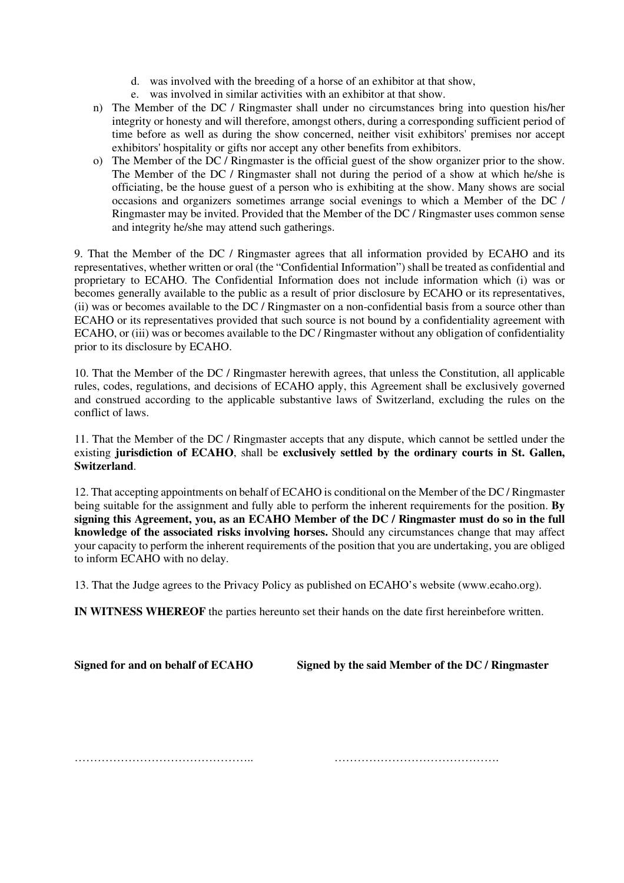d. was involved with the breeding of a horse of an exhibitor at that show,
e. was involved in similar activities with an exhibitor at that show.

n) The Member of the DC / Ringmaster shall under no circumstances bring into question his/her integrity or honesty and will therefore, amongst others, during a corresponding sufficient period of time before as well as during the show concerned, neither visit exhibitors' premises nor accept exhibitors' hospitality or gifts nor accept any other benefits from exhibitors.

o) The Member of the DC / Ringmaster is the official guest of the show organizer prior to the show. The Member of the DC / Ringmaster shall not during the period of a show at which he/she is officiating, be the house guest of a person who is exhibiting at the show. Many shows are social occasions and organizers sometimes arrange social evenings to which a Member of the DC / Ringmaster may be invited. Provided that the Member of the DC / Ringmaster uses common sense and integrity he/she may attend such gatherings.

9. That the Member of the DC / Ringmaster agrees that all information provided by ECAHO and its representatives, whether written or oral (the "Confidential Information") shall be treated as confidential and proprietary to ECAHO. The Confidential Information does not include information which (i) was or becomes generally available to the public as a result of prior disclosure by ECAHO or its representatives, (ii) was or becomes available to the DC / Ringmaster on a non-confidential basis from a source other than ECAHO or its representatives provided that such source is not bound by a confidentiality agreement with ECAHO, or (iii) was or becomes available to the DC / Ringmaster without any obligation of confidentiality prior to its disclosure by ECAHO.

10. That the Member of the DC / Ringmaster herewith agrees, that unless the Constitution, all applicable rules, codes, regulations, and decisions of ECAHO apply, this Agreement shall be exclusively governed and construed according to the applicable substantive laws of Switzerland, excluding the rules on the conflict of laws.

11. That the Member of the DC / Ringmaster accepts that any dispute, which cannot be settled under the existing **jurisdiction of ECAHO**, shall be **exclusively settled by the ordinary courts in St. Gallen, Switzerland**.

12. That accepting appointments on behalf of ECAHO is conditional on the Member of the DC / Ringmaster being suitable for the assignment and fully able to perform the inherent requirements for the position. **By signing this Agreement, you, as an ECAHO Member of the DC / Ringmaster must do so in the full knowledge of the associated risks involving horses.** Should any circumstances change that may affect your capacity to perform the inherent requirements of the position that you are undertaking, you are obliged to inform ECAHO with no delay.

13. That the Judge agrees to the Privacy Policy as published on ECAHO's website (www.ecaho.org).

**IN WITNESS WHEREOF** the parties hereunto set their hands on the date first hereinbefore written.

**Signed for and on behalf of ECAHO**

………………………………………..

**Signed by the said Member of the DC / Ringmaster**

…………………………………….